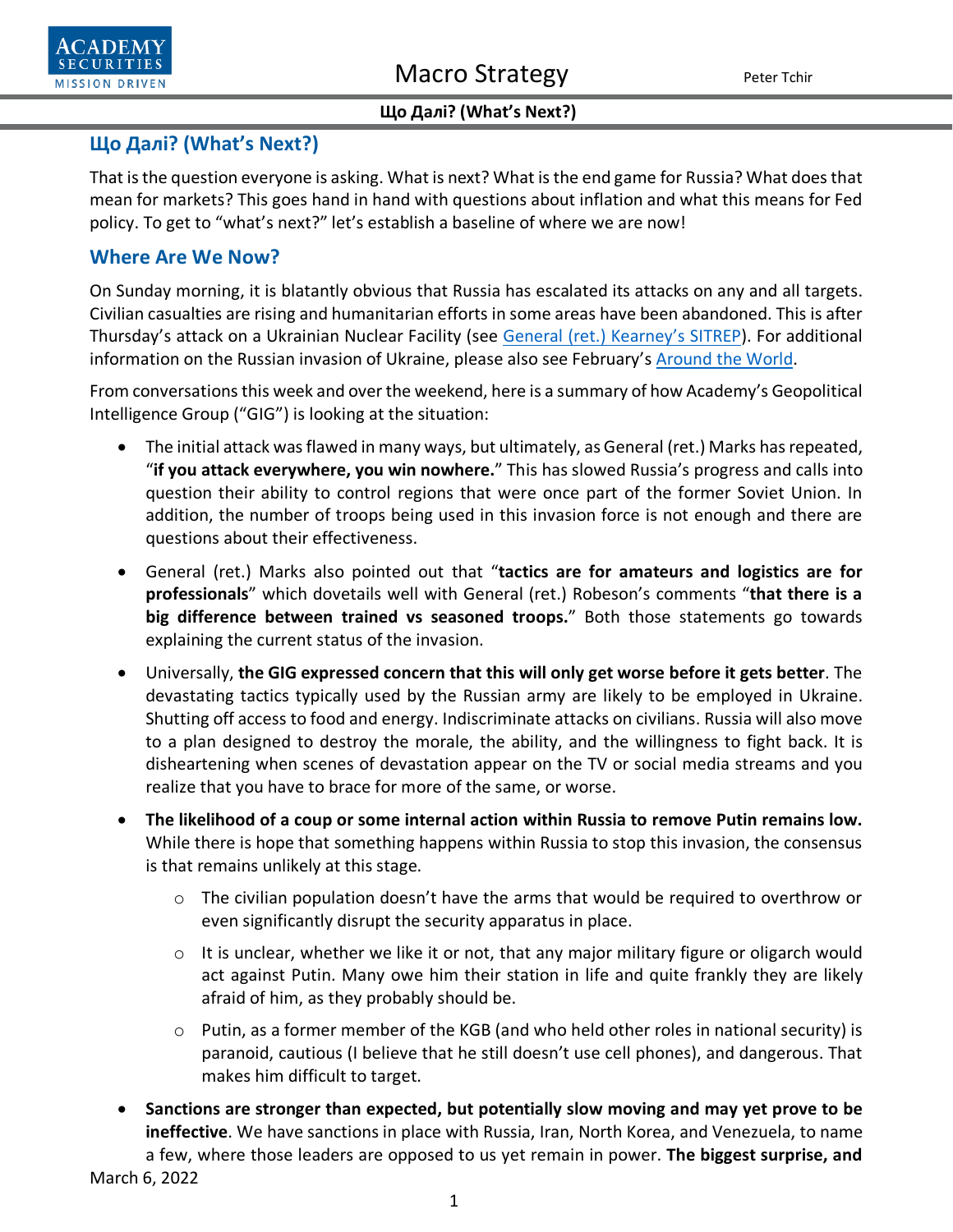## Що Далі? (What's Next?)

That is the question everyone is asking. What is next? What is the end game for Russia? What does that mean for markets? This goes hand in hand with questions about inflation and what this means for Fed policy. To get to "what's next?" let's establish a baseline of where we are now!

## Where Are We Now?

On Sunday morning, it is blatantly obvious that Russia has escalated its attacks on any and all targets. Civilian casualties are rising and humanitarian efforts in some areas have been abandoned. This is after Thursday's attack on a Ukrainian Nuclear Facility (see General (ret.) Kearney's SITREP). For additional information on the Russian invasion of Ukraine, please also see February's Around the World.

From conversations this week and over the weekend, here is a summary of how Academy's Geopolitical Intelligence Group ("GIG") is looking at the situation:

- The initial attack was flawed in many ways, but ultimately, as General (ret.) Marks has repeated, "**if you attack everywhere, you win nowhere.**" This has slowed Russia's progress and calls into question their ability to control regions that were once part of the former Soviet Union. In addition, the number of troops being used in this invasion force is not enough and there are questions about their effectiveness.
- General (ret.) Marks also pointed out that "**tactics are for amateurs and logistics are for professionals**" which dovetails well with General (ret.) Robeson's comments "**that there is a big difference between trained vs seasoned troops.**" Both those statements go towards explaining the current status of the invasion.
- Universally, **the GIG expressed concern that this will only get worse before it gets better**. The devastating tactics typically used by the Russian army are likely to be employed in Ukraine. Shutting off access to food and energy. Indiscriminate attacks on civilians. Russia will also move to a plan designed to destroy the morale, the ability, and the willingness to fight back. It is disheartening when scenes of devastation appear on the TV or social media streams and you realize that you have to brace for more of the same, or worse.
- **The likelihood of a coup or some internal action within Russia to remove Putin remains low.** While there is hope that something happens within Russia to stop this invasion, the consensus is that remains unlikely at this stage.
  - The civilian population doesn't have the arms that would be required to overthrow or even significantly disrupt the security apparatus in place.
  - It is unclear, whether we like it or not, that any major military figure or oligarch would act against Putin. Many owe him their station in life and quite frankly they are likely afraid of him, as they probably should be.
  - Putin, as a former member of the KGB (and who held other roles in national security) is paranoid, cautious (I believe that he still doesn't use cell phones), and dangerous. That makes him difficult to target.
- **Sanctions are stronger than expected, but potentially slow moving and may yet prove to be ineffective**. We have sanctions in place with Russia, Iran, North Korea, and Venezuela, to name a few, where those leaders are opposed to us yet remain in power. **The biggest surprise, and**

March 6, 2022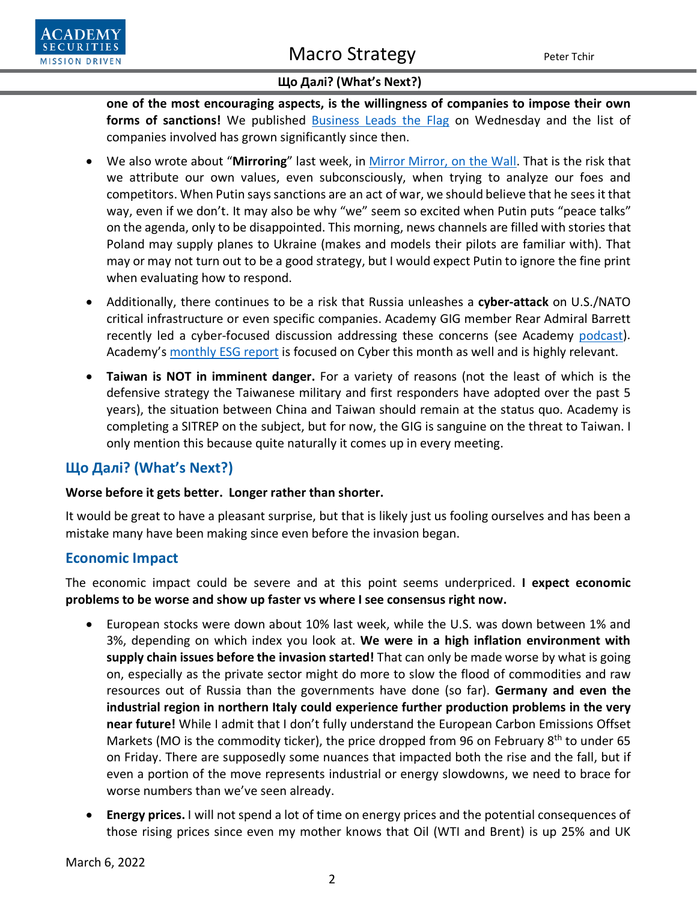one of the most encouraging aspects, is the willingness of companies to impose their own forms of sanctions!** We published Business Leads the Flag on Wednesday and the list of companies involved has grown significantly since then.

- We also wrote about "**Mirroring**" last week, in Mirror Mirror, on the Wall. That is the risk that we attribute our own values, even subconsciously, when trying to analyze our foes and competitors. When Putin says sanctions are an act of war, we should believe that he sees it that way, even if we don't. It may also be why "we" seem so excited when Putin puts "peace talks" on the agenda, only to be disappointed. This morning, news channels are filled with stories that Poland may supply planes to Ukraine (makes and models their pilots are familiar with). That may or may not turn out to be a good strategy, but I would expect Putin to ignore the fine print when evaluating how to respond.
- Additionally, there continues to be a risk that Russia unleashes a **cyber-attack** on U.S./NATO critical infrastructure or even specific companies. Academy GIG member Rear Admiral Barrett recently led a cyber-focused discussion addressing these concerns (see Academy podcast). Academy's monthly ESG report is focused on Cyber this month as well and is highly relevant.
- **Taiwan is NOT in imminent danger.** For a variety of reasons (not the least of which is the defensive strategy the Taiwanese military and first responders have adopted over the past 5 years), the situation between China and Taiwan should remain at the status quo. Academy is completing a SITREP on the subject, but for now, the GIG is sanguine on the threat to Taiwan. I only mention this because quite naturally it comes up in every meeting.

## Що Далі? (What's Next?)

**Worse before it gets better. Longer rather than shorter.**

It would be great to have a pleasant surprise, but that is likely just us fooling ourselves and has been a mistake many have been making since even before the invasion began.

## Economic Impact

The economic impact could be severe and at this point seems underpriced. **I expect economic problems to be worse and show up faster vs where I see consensus right now.**

- European stocks were down about 10% last week, while the U.S. was down between 1% and 3%, depending on which index you look at. **We were in a high inflation environment with supply chain issues before the invasion started!** That can only be made worse by what is going on, especially as the private sector might do more to slow the flood of commodities and raw resources out of Russia than the governments have done (so far). **Germany and even the industrial region in northern Italy could experience further production problems in the very near future!** While I admit that I don't fully understand the European Carbon Emissions Offset Markets (MO is the commodity ticker), the price dropped from 96 on February 8th to under 65 on Friday. There are supposedly some nuances that impacted both the rise and the fall, but if even a portion of the move represents industrial or energy slowdowns, we need to brace for worse numbers than we've seen already.
- **Energy prices.** I will not spend a lot of time on energy prices and the potential consequences of those rising prices since even my mother knows that Oil (WTI and Brent) is up 25% and UK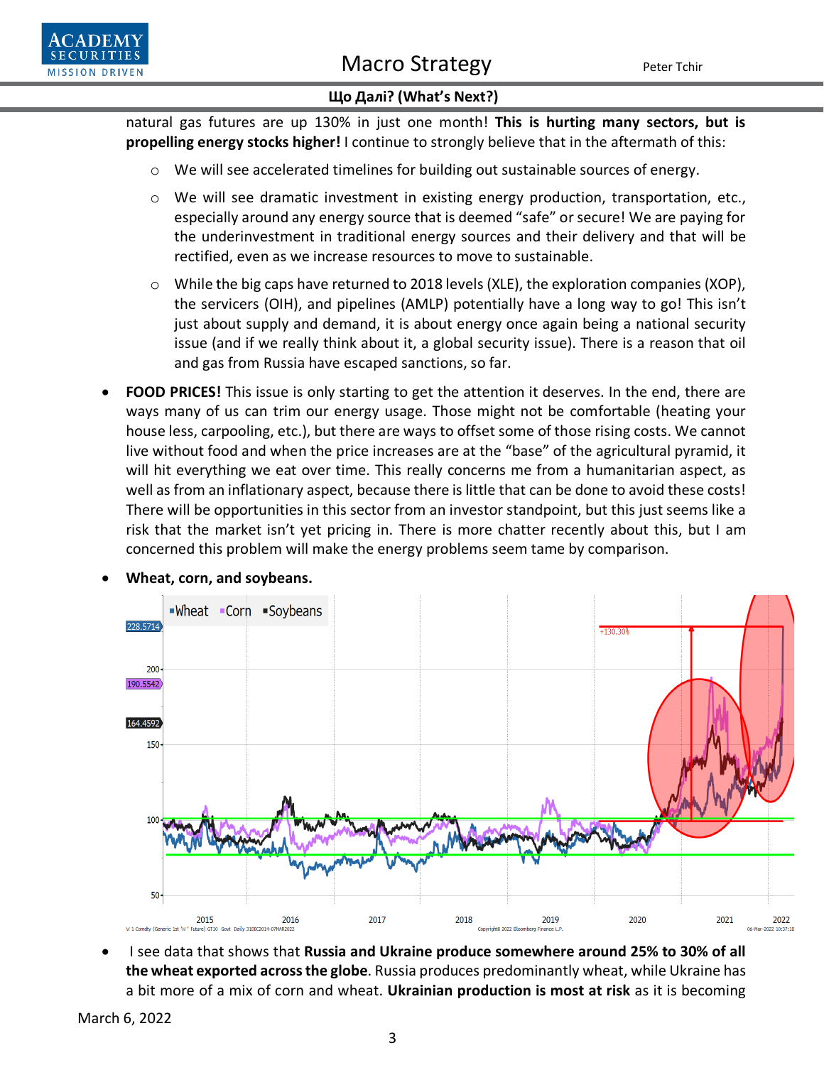natural gas futures are up 130% in just one month! **This is hurting many sectors, but is propelling energy stocks higher!** I continue to strongly believe that in the aftermath of this:

- We will see accelerated timelines for building out sustainable sources of energy.
- We will see dramatic investment in existing energy production, transportation, etc., especially around any energy source that is deemed "safe" or secure! We are paying for the underinvestment in traditional energy sources and their delivery and that will be rectified, even as we increase resources to move to sustainable.
- While the big caps have returned to 2018 levels (XLE), the exploration companies (XOP), the servicers (OIH), and pipelines (AMLP) potentially have a long way to go! This isn't just about supply and demand, it is about energy once again being a national security issue (and if we really think about it, a global security issue). There is a reason that oil and gas from Russia have escaped sanctions, so far.

- **FOOD PRICES!** This issue is only starting to get the attention it deserves. In the end, there are ways many of us can trim our energy usage. Those might not be comfortable (heating your house less, carpooling, etc.), but there are ways to offset some of those rising costs. We cannot live without food and when the price increases are at the "base" of the agricultural pyramid, it will hit everything we eat over time. This really concerns me from a humanitarian aspect, as well as from an inflationary aspect, because there is little that can be done to avoid these costs! There will be opportunities in this sector from an investor standpoint, but this just seems like a risk that the market isn't yet pricing in. There is more chatter recently about this, but I am concerned this problem will make the energy problems seem tame by comparison.

- **Wheat, corn, and soybeans.**

- I see data that shows that **Russia and Ukraine produce somewhere around 25% to 30% of all the wheat exported across the globe**. Russia produces predominantly wheat, while Ukraine has a bit more of a mix of corn and wheat. **Ukrainian production is most at risk** as it is becoming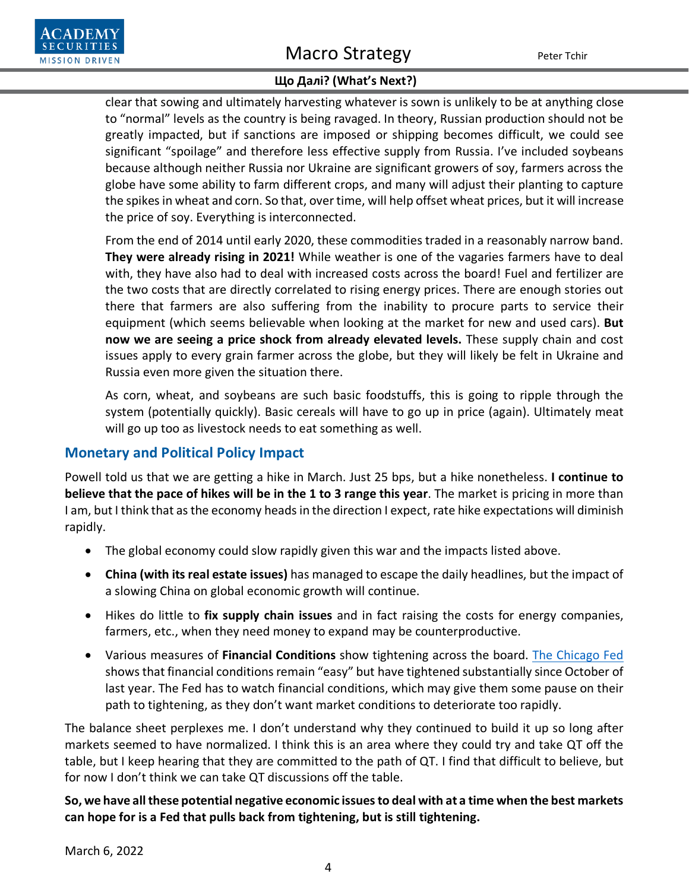clear that sowing and ultimately harvesting whatever is sown is unlikely to be at anything close to "normal" levels as the country is being ravaged. In theory, Russian production should not be greatly impacted, but if sanctions are imposed or shipping becomes difficult, we could see significant "spoilage" and therefore less effective supply from Russia. I've included soybeans because although neither Russia nor Ukraine are significant growers of soy, farmers across the globe have some ability to farm different crops, and many will adjust their planting to capture the spikes in wheat and corn. So that, over time, will help offset wheat prices, but it will increase the price of soy. Everything is interconnected.

From the end of 2014 until early 2020, these commodities traded in a reasonably narrow band. **They were already rising in 2021!** While weather is one of the vagaries farmers have to deal with, they have also had to deal with increased costs across the board! Fuel and fertilizer are the two costs that are directly correlated to rising energy prices. There are enough stories out there that farmers are also suffering from the inability to procure parts to service their equipment (which seems believable when looking at the market for new and used cars). **But now we are seeing a price shock from already elevated levels.** These supply chain and cost issues apply to every grain farmer across the globe, but they will likely be felt in Ukraine and Russia even more given the situation there.

As corn, wheat, and soybeans are such basic foodstuffs, this is going to ripple through the system (potentially quickly). Basic cereals will have to go up in price (again). Ultimately meat will go up too as livestock needs to eat something as well.

## Monetary and Political Policy Impact

Powell told us that we are getting a hike in March. Just 25 bps, but a hike nonetheless. **I continue to believe that the pace of hikes will be in the 1 to 3 range this year**. The market is pricing in more than I am, but I think that as the economy heads in the direction I expect, rate hike expectations will diminish rapidly.

- The global economy could slow rapidly given this war and the impacts listed above.
- **China (with its real estate issues)** has managed to escape the daily headlines, but the impact of a slowing China on global economic growth will continue.
- Hikes do little to **fix supply chain issues** and in fact raising the costs for energy companies, farmers, etc., when they need money to expand may be counterproductive.
- Various measures of **Financial Conditions** show tightening across the board. The Chicago Fed shows that financial conditions remain "easy" but have tightened substantially since October of last year. The Fed has to watch financial conditions, which may give them some pause on their path to tightening, as they don't want market conditions to deteriorate too rapidly.

The balance sheet perplexes me. I don't understand why they continued to build it up so long after markets seemed to have normalized. I think this is an area where they could try and take QT off the table, but I keep hearing that they are committed to the path of QT. I find that difficult to believe, but for now I don't think we can take QT discussions off the table.

**So, we have all these potential negative economic issues to deal with at a time when the best markets can hope for is a Fed that pulls back from tightening, but is still tightening.**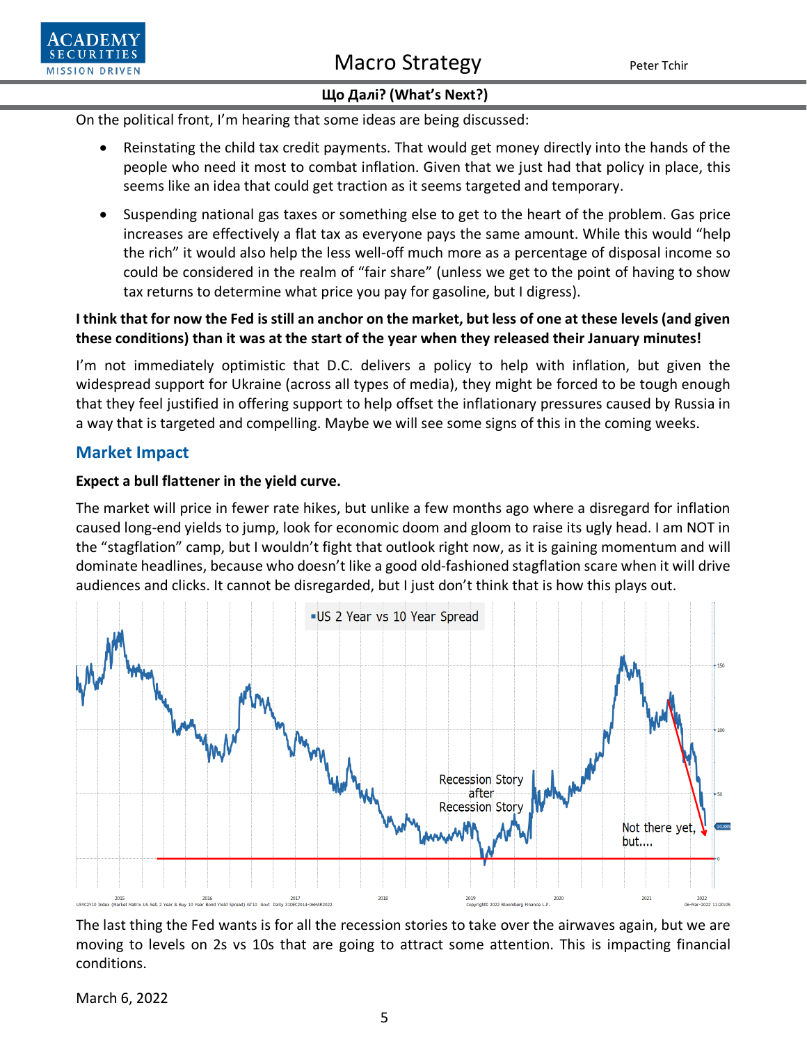On the political front, I'm hearing that some ideas are being discussed:

- Reinstating the child tax credit payments. That would get money directly into the hands of the people who need it most to combat inflation. Given that we just had that policy in place, this seems like an idea that could get traction as it seems targeted and temporary.
- Suspending national gas taxes or something else to get to the heart of the problem. Gas price increases are effectively a flat tax as everyone pays the same amount. While this would "help the rich" it would also help the less well-off much more as a percentage of disposal income so could be considered in the realm of "fair share" (unless we get to the point of having to show tax returns to determine what price you pay for gasoline, but I digress).

**I think that for now the Fed is still an anchor on the market, but less of one at these levels (and given these conditions) than it was at the start of the year when they released their January minutes!**

I'm not immediately optimistic that D.C. delivers a policy to help with inflation, but given the widespread support for Ukraine (across all types of media), they might be forced to be tough enough that they feel justified in offering support to help offset the inflationary pressures caused by Russia in a way that is targeted and compelling. Maybe we will see some signs of this in the coming weeks.

## Market Impact

**Expect a bull flattener in the yield curve.**

The market will price in fewer rate hikes, but unlike a few months ago where a disregard for inflation caused long-end yields to jump, look for economic doom and gloom to raise its ugly head. I am NOT in the "stagflation" camp, but I wouldn't fight that outlook right now, as it is gaining momentum and will dominate headlines, because who doesn't like a good old-fashioned stagflation scare when it will drive audiences and clicks. It cannot be disregarded, but I just don't think that is how this plays out.

The last thing the Fed wants is for all the recession stories to take over the airwaves again, but we are moving to levels on 2s vs 10s that are going to attract some attention. This is impacting financial conditions.

March 6, 2022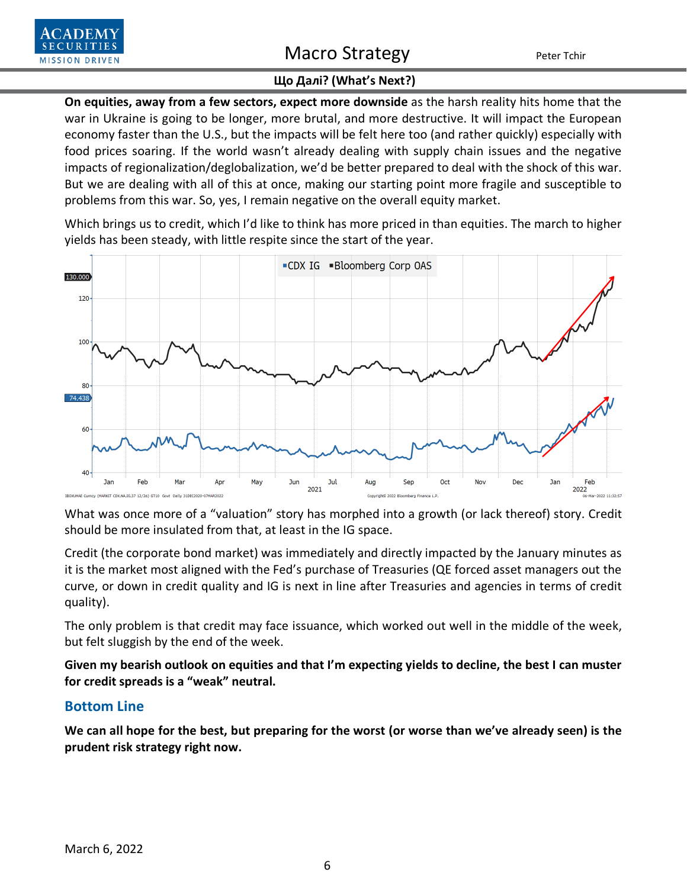**On equities, away from a few sectors, expect more downside** as the harsh reality hits home that the war in Ukraine is going to be longer, more brutal, and more destructive. It will impact the European economy faster than the U.S., but the impacts will be felt here too (and rather quickly) especially with food prices soaring. If the world wasn't already dealing with supply chain issues and the negative impacts of regionalization/deglobalization, we'd be better prepared to deal with the shock of this war. But we are dealing with all of this at once, making our starting point more fragile and susceptible to problems from this war. So, yes, I remain negative on the overall equity market.

Which brings us to credit, which I'd like to think has more priced in than equities. The march to higher yields has been steady, with little respite since the start of the year.

What was once more of a "valuation" story has morphed into a growth (or lack thereof) story. Credit should be more insulated from that, at least in the IG space.

Credit (the corporate bond market) was immediately and directly impacted by the January minutes as it is the market most aligned with the Fed's purchase of Treasuries (QE forced asset managers out the curve, or down in credit quality and IG is next in line after Treasuries and agencies in terms of credit quality).

The only problem is that credit may face issuance, which worked out well in the middle of the week, but felt sluggish by the end of the week.

**Given my bearish outlook on equities and that I'm expecting yields to decline, the best I can muster for credit spreads is a "weak" neutral.**

## Bottom Line

**We can all hope for the best, but preparing for the worst (or worse than we've already seen) is the prudent risk strategy right now.**

March 6, 2022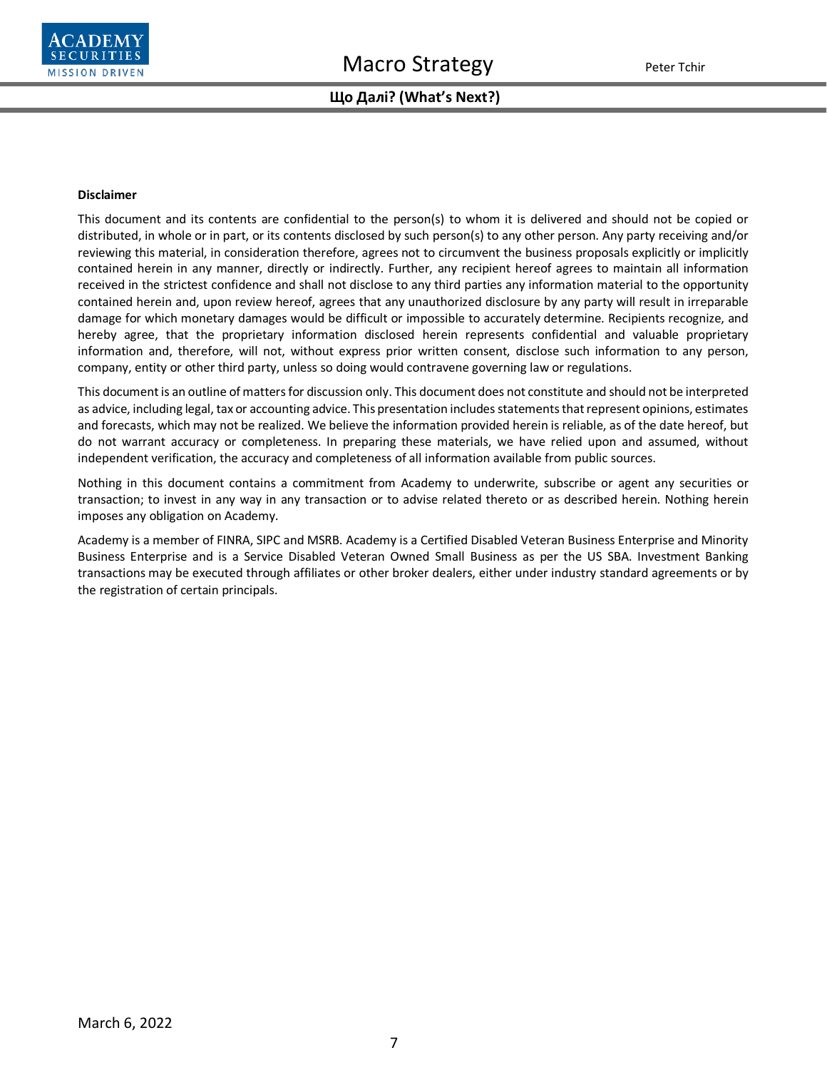**Disclaimer**

This document and its contents are confidential to the person(s) to whom it is delivered and should not be copied or distributed, in whole or in part, or its contents disclosed by such person(s) to any other person. Any party receiving and/or reviewing this material, in consideration therefore, agrees not to circumvent the business proposals explicitly or implicitly contained herein in any manner, directly or indirectly. Further, any recipient hereof agrees to maintain all information received in the strictest confidence and shall not disclose to any third parties any information material to the opportunity contained herein and, upon review hereof, agrees that any unauthorized disclosure by any party will result in irreparable damage for which monetary damages would be difficult or impossible to accurately determine. Recipients recognize, and hereby agree, that the proprietary information disclosed herein represents confidential and valuable proprietary information and, therefore, will not, without express prior written consent, disclose such information to any person, company, entity or other third party, unless so doing would contravene governing law or regulations.

This document is an outline of matters for discussion only. This document does not constitute and should not be interpreted as advice, including legal, tax or accounting advice. This presentation includes statements that represent opinions, estimates and forecasts, which may not be realized. We believe the information provided herein is reliable, as of the date hereof, but do not warrant accuracy or completeness. In preparing these materials, we have relied upon and assumed, without independent verification, the accuracy and completeness of all information available from public sources.

Nothing in this document contains a commitment from Academy to underwrite, subscribe or agent any securities or transaction; to invest in any way in any transaction or to advise related thereto or as described herein. Nothing herein imposes any obligation on Academy.

Academy is a member of FINRA, SIPC and MSRB. Academy is a Certified Disabled Veteran Business Enterprise and Minority Business Enterprise and is a Service Disabled Veteran Owned Small Business as per the US SBA. Investment Banking transactions may be executed through affiliates or other broker dealers, either under industry standard agreements or by the registration of certain principals.